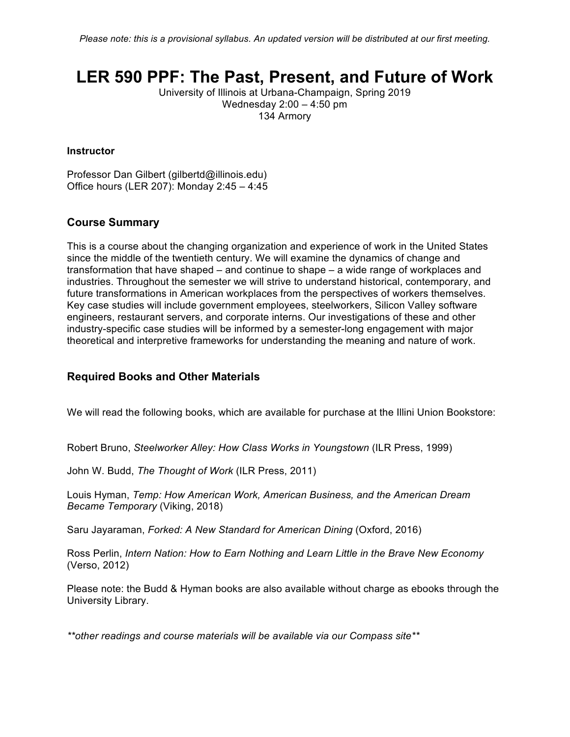*Please note: this is a provisional syllabus. An updated version will be distributed at our first meeting.*

# LER 590 PPF: The Past, Present, and Future of Work

University of Illinois at Urbana-Champaign, Spring 2019
Wednesday 2:00 – 4:50 pm
134 Armory

**Instructor**

Professor Dan Gilbert (gilbertd@illinois.edu)
Office hours (LER 207): Monday 2:45 – 4:45

## Course Summary

This is a course about the changing organization and experience of work in the United States since the middle of the twentieth century. We will examine the dynamics of change and transformation that have shaped – and continue to shape – a wide range of workplaces and industries. Throughout the semester we will strive to understand historical, contemporary, and future transformations in American workplaces from the perspectives of workers themselves. Key case studies will include government employees, steelworkers, Silicon Valley software engineers, restaurant servers, and corporate interns. Our investigations of these and other industry-specific case studies will be informed by a semester-long engagement with major theoretical and interpretive frameworks for understanding the meaning and nature of work.

## Required Books and Other Materials

We will read the following books, which are available for purchase at the Illini Union Bookstore:

Robert Bruno, *Steelworker Alley: How Class Works in Youngstown* (ILR Press, 1999)

John W. Budd, *The Thought of Work* (ILR Press, 2011)

Louis Hyman, *Temp: How American Work, American Business, and the American Dream Became Temporary* (Viking, 2018)

Saru Jayaraman, *Forked: A New Standard for American Dining* (Oxford, 2016)

Ross Perlin, *Intern Nation: How to Earn Nothing and Learn Little in the Brave New Economy* (Verso, 2012)

Please note: the Budd & Hyman books are also available without charge as ebooks through the University Library.

*\*\*other readings and course materials will be available via our Compass site\*\**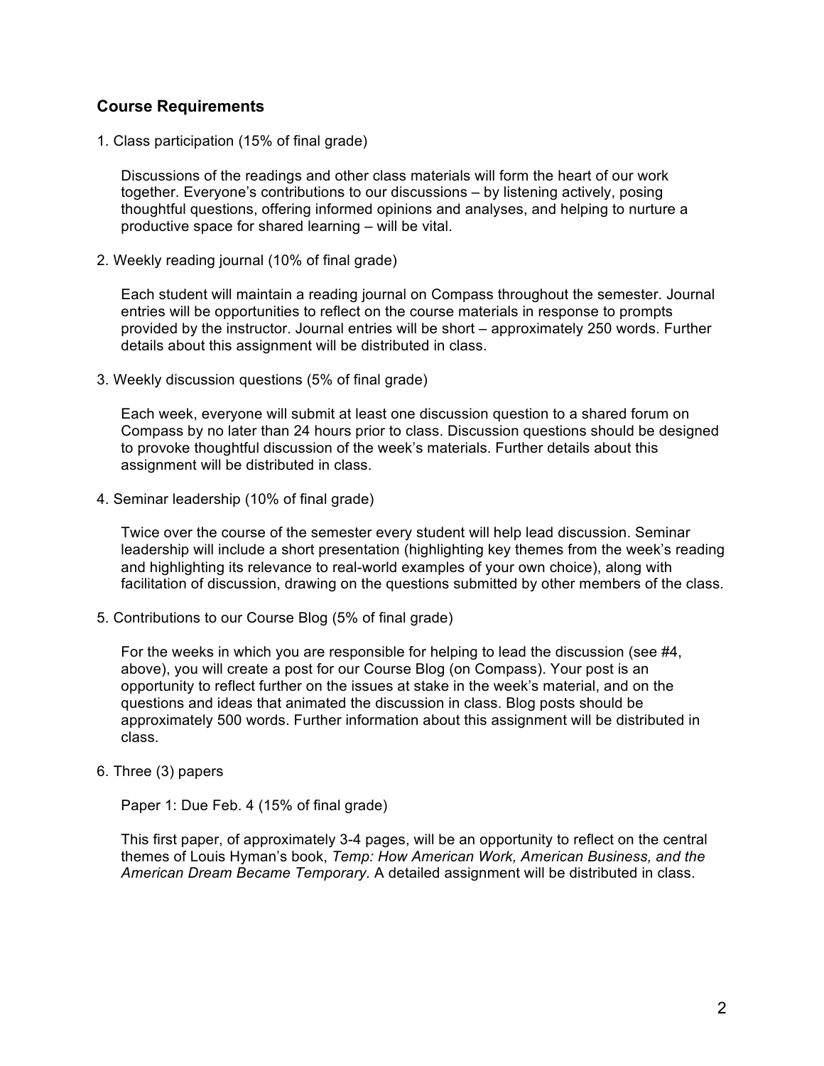## Course Requirements

1. Class participation (15% of final grade)

   Discussions of the readings and other class materials will form the heart of our work together. Everyone's contributions to our discussions – by listening actively, posing thoughtful questions, offering informed opinions and analyses, and helping to nurture a productive space for shared learning – will be vital.

2. Weekly reading journal (10% of final grade)

   Each student will maintain a reading journal on Compass throughout the semester. Journal entries will be opportunities to reflect on the course materials in response to prompts provided by the instructor. Journal entries will be short – approximately 250 words. Further details about this assignment will be distributed in class.

3. Weekly discussion questions (5% of final grade)

   Each week, everyone will submit at least one discussion question to a shared forum on Compass by no later than 24 hours prior to class. Discussion questions should be designed to provoke thoughtful discussion of the week's materials. Further details about this assignment will be distributed in class.

4. Seminar leadership (10% of final grade)

   Twice over the course of the semester every student will help lead discussion. Seminar leadership will include a short presentation (highlighting key themes from the week's reading and highlighting its relevance to real-world examples of your own choice), along with facilitation of discussion, drawing on the questions submitted by other members of the class.

5. Contributions to our Course Blog (5% of final grade)

   For the weeks in which you are responsible for helping to lead the discussion (see #4, above), you will create a post for our Course Blog (on Compass). Your post is an opportunity to reflect further on the issues at stake in the week's material, and on the questions and ideas that animated the discussion in class. Blog posts should be approximately 500 words. Further information about this assignment will be distributed in class.

6. Three (3) papers

   Paper 1: Due Feb. 4 (15% of final grade)

   This first paper, of approximately 3-4 pages, will be an opportunity to reflect on the central themes of Louis Hyman's book, *Temp: How American Work, American Business, and the American Dream Became Temporary.* A detailed assignment will be distributed in class.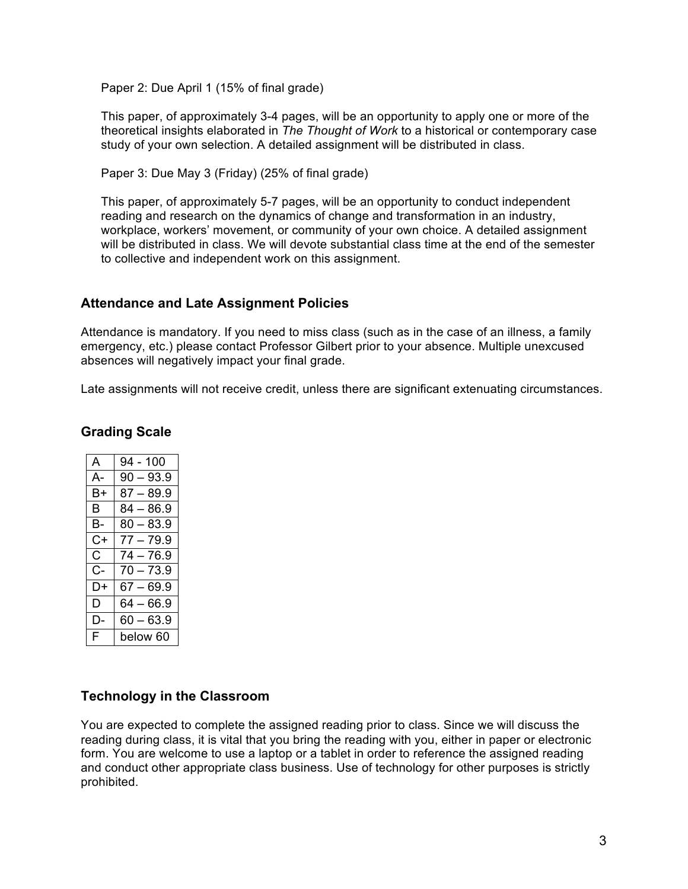Paper 2: Due April 1 (15% of final grade)

This paper, of approximately 3-4 pages, will be an opportunity to apply one or more of the theoretical insights elaborated in *The Thought of Work* to a historical or contemporary case study of your own selection. A detailed assignment will be distributed in class.

Paper 3: Due May 3 (Friday) (25% of final grade)

This paper, of approximately 5-7 pages, will be an opportunity to conduct independent reading and research on the dynamics of change and transformation in an industry, workplace, workers' movement, or community of your own choice. A detailed assignment will be distributed in class. We will devote substantial class time at the end of the semester to collective and independent work on this assignment.

## Attendance and Late Assignment Policies

Attendance is mandatory. If you need to miss class (such as in the case of an illness, a family emergency, etc.) please contact Professor Gilbert prior to your absence. Multiple unexcused absences will negatively impact your final grade.

Late assignments will not receive credit, unless there are significant extenuating circumstances.

## Grading Scale

| Grade | Range |
|---|---|
| A | 94 - 100 |
| A- | 90 – 93.9 |
| B+ | 87 – 89.9 |
| B | 84 – 86.9 |
| B- | 80 – 83.9 |
| C+ | 77 – 79.9 |
| C | 74 – 76.9 |
| C- | 70 – 73.9 |
| D+ | 67 – 69.9 |
| D | 64 – 66.9 |
| D- | 60 – 63.9 |
| F | below 60 |

## Technology in the Classroom

You are expected to complete the assigned reading prior to class. Since we will discuss the reading during class, it is vital that you bring the reading with you, either in paper or electronic form. You are welcome to use a laptop or a tablet in order to reference the assigned reading and conduct other appropriate class business. Use of technology for other purposes is strictly prohibited.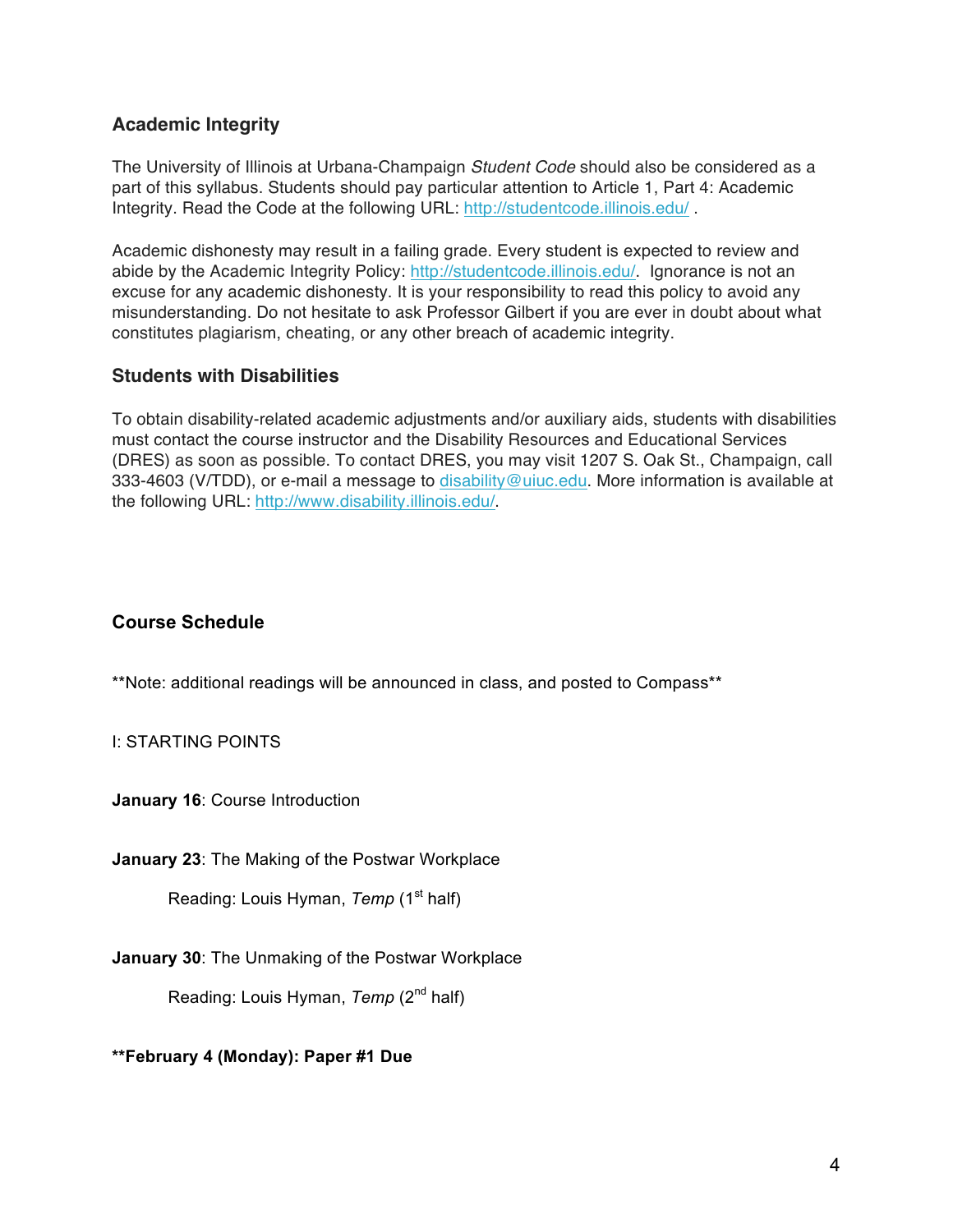### Academic Integrity

The University of Illinois at Urbana-Champaign *Student Code* should also be considered as a part of this syllabus. Students should pay particular attention to Article 1, Part 4: Academic Integrity. Read the Code at the following URL: http://studentcode.illinois.edu/ .

Academic dishonesty may result in a failing grade. Every student is expected to review and abide by the Academic Integrity Policy: http://studentcode.illinois.edu/. Ignorance is not an excuse for any academic dishonesty. It is your responsibility to read this policy to avoid any misunderstanding. Do not hesitate to ask Professor Gilbert if you are ever in doubt about what constitutes plagiarism, cheating, or any other breach of academic integrity.

### Students with Disabilities

To obtain disability-related academic adjustments and/or auxiliary aids, students with disabilities must contact the course instructor and the Disability Resources and Educational Services (DRES) as soon as possible. To contact DRES, you may visit 1207 S. Oak St., Champaign, call 333-4603 (V/TDD), or e-mail a message to disability@uiuc.edu. More information is available at the following URL: http://www.disability.illinois.edu/.

### Course Schedule

**Note: additional readings will be announced in class, and posted to Compass**

I: STARTING POINTS

**January 16**: Course Introduction

**January 23**: The Making of the Postwar Workplace

Reading: Louis Hyman, *Temp* (1st half)

**January 30**: The Unmaking of the Postwar Workplace

Reading: Louis Hyman, *Temp* (2nd half)

**\*\*February 4 (Monday): Paper #1 Due**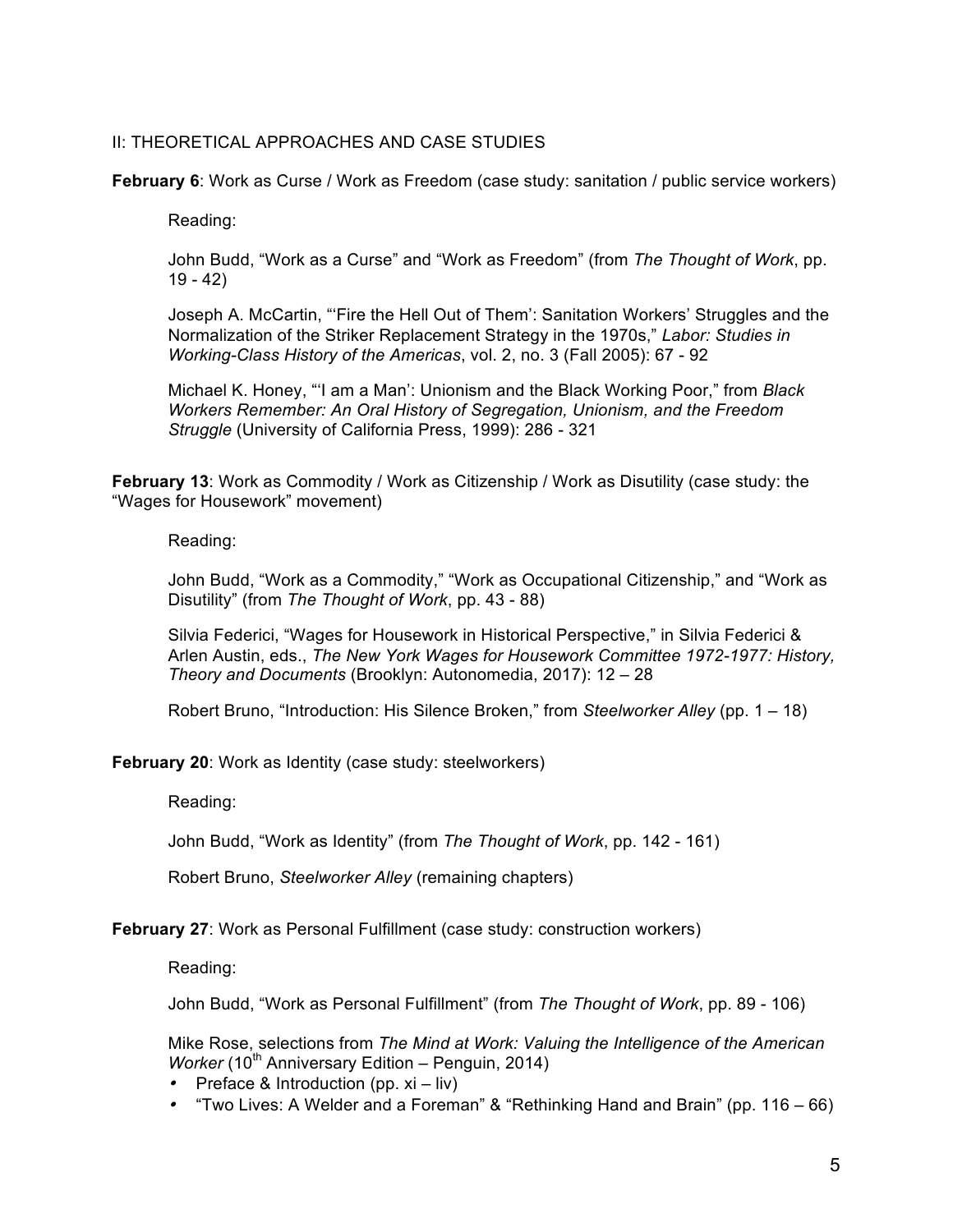## II: THEORETICAL APPROACHES AND CASE STUDIES

**February 6**: Work as Curse / Work as Freedom (case study: sanitation / public service workers)

Reading:

John Budd, "Work as a Curse" and "Work as Freedom" (from *The Thought of Work*, pp. 19 - 42)

Joseph A. McCartin, "'Fire the Hell Out of Them': Sanitation Workers' Struggles and the Normalization of the Striker Replacement Strategy in the 1970s," *Labor: Studies in Working-Class History of the Americas*, vol. 2, no. 3 (Fall 2005): 67 - 92

Michael K. Honey, "'I am a Man': Unionism and the Black Working Poor," from *Black Workers Remember: An Oral History of Segregation, Unionism, and the Freedom Struggle* (University of California Press, 1999): 286 - 321

**February 13**: Work as Commodity / Work as Citizenship / Work as Disutility (case study: the "Wages for Housework" movement)

Reading:

John Budd, "Work as a Commodity," "Work as Occupational Citizenship," and "Work as Disutility" (from *The Thought of Work*, pp. 43 - 88)

Silvia Federici, "Wages for Housework in Historical Perspective," in Silvia Federici & Arlen Austin, eds., *The New York Wages for Housework Committee 1972-1977: History, Theory and Documents* (Brooklyn: Autonomedia, 2017): 12 – 28

Robert Bruno, "Introduction: His Silence Broken," from *Steelworker Alley* (pp. 1 – 18)

**February 20**: Work as Identity (case study: steelworkers)

Reading:

John Budd, "Work as Identity" (from *The Thought of Work*, pp. 142 - 161)

Robert Bruno, *Steelworker Alley* (remaining chapters)

**February 27**: Work as Personal Fulfillment (case study: construction workers)

Reading:

John Budd, "Work as Personal Fulfillment" (from *The Thought of Work*, pp. 89 - 106)

Mike Rose, selections from *The Mind at Work: Valuing the Intelligence of the American Worker* (10th Anniversary Edition – Penguin, 2014)

- Preface & Introduction (pp. xi – liv)
- "Two Lives: A Welder and a Foreman" & "Rethinking Hand and Brain" (pp. 116 – 66)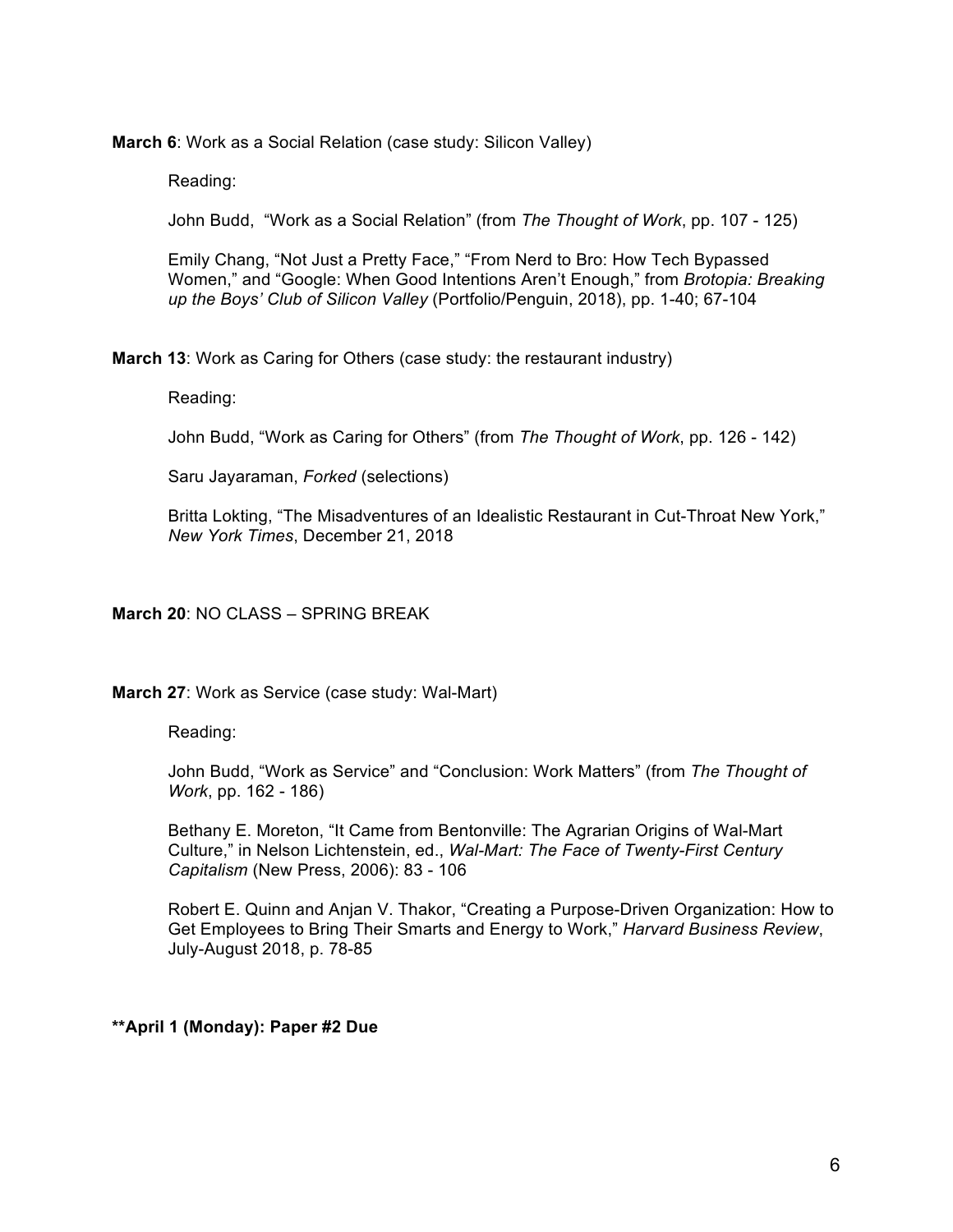**March 6**: Work as a Social Relation (case study: Silicon Valley)

Reading:

John Budd, "Work as a Social Relation" (from *The Thought of Work*, pp. 107 - 125)

Emily Chang, "Not Just a Pretty Face," "From Nerd to Bro: How Tech Bypassed Women," and "Google: When Good Intentions Aren't Enough," from *Brotopia: Breaking up the Boys' Club of Silicon Valley* (Portfolio/Penguin, 2018), pp. 1-40; 67-104

**March 13**: Work as Caring for Others (case study: the restaurant industry)

Reading:

John Budd, "Work as Caring for Others" (from *The Thought of Work*, pp. 126 - 142)

Saru Jayaraman, *Forked* (selections)

Britta Lokting, "The Misadventures of an Idealistic Restaurant in Cut-Throat New York," *New York Times*, December 21, 2018

**March 20**: NO CLASS – SPRING BREAK

**March 27**: Work as Service (case study: Wal-Mart)

Reading:

John Budd, "Work as Service" and "Conclusion: Work Matters" (from *The Thought of Work*, pp. 162 - 186)

Bethany E. Moreton, "It Came from Bentonville: The Agrarian Origins of Wal-Mart Culture," in Nelson Lichtenstein, ed., *Wal-Mart: The Face of Twenty-First Century Capitalism* (New Press, 2006): 83 - 106

Robert E. Quinn and Anjan V. Thakor, "Creating a Purpose-Driven Organization: How to Get Employees to Bring Their Smarts and Energy to Work," *Harvard Business Review*, July-August 2018, p. 78-85

**\*\*April 1 (Monday): Paper #2 Due**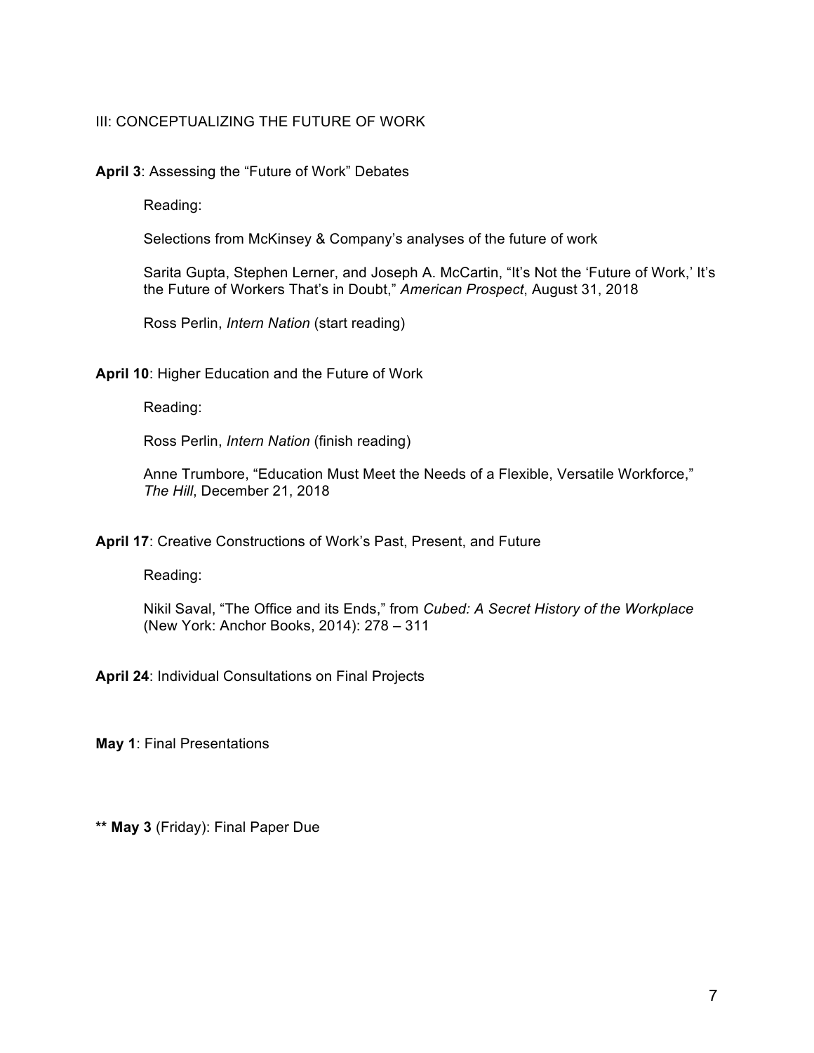III: CONCEPTUALIZING THE FUTURE OF WORK

**April 3**: Assessing the "Future of Work" Debates

Reading:

Selections from McKinsey & Company's analyses of the future of work

Sarita Gupta, Stephen Lerner, and Joseph A. McCartin, "It's Not the 'Future of Work,' It's the Future of Workers That's in Doubt," *American Prospect*, August 31, 2018

Ross Perlin, *Intern Nation* (start reading)

**April 10**: Higher Education and the Future of Work

Reading:

Ross Perlin, *Intern Nation* (finish reading)

Anne Trumbore, "Education Must Meet the Needs of a Flexible, Versatile Workforce," *The Hill*, December 21, 2018

**April 17**: Creative Constructions of Work's Past, Present, and Future

Reading:

Nikil Saval, "The Office and its Ends," from *Cubed: A Secret History of the Workplace* (New York: Anchor Books, 2014): 278 – 311

**April 24**: Individual Consultations on Final Projects

**May 1**: Final Presentations

** **May 3** (Friday): Final Paper Due